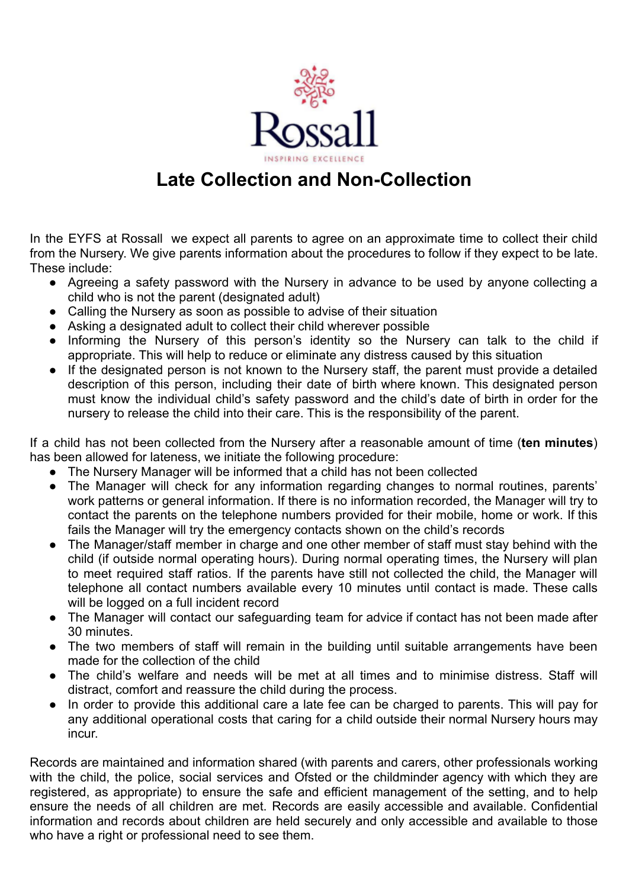Rossall

INSPIRING EXCELLENCE

# Late Collection and Non-Collection

In the EYFS at Rossall we expect all parents to agree on an approximate time to collect their child from the Nursery. We give parents information about the procedures to follow if they expect to be late. These include:

- Agreeing a safety password with the Nursery in advance to be used by anyone collecting a child who is not the parent (designated adult)
- Calling the Nursery as soon as possible to advise of their situation
- Asking a designated adult to collect their child wherever possible
- Informing the Nursery of this person's identity so the Nursery can talk to the child if appropriate. This will help to reduce or eliminate any distress caused by this situation
- If the designated person is not known to the Nursery staff, the parent must provide a detailed description of this person, including their date of birth where known. This designated person must know the individual child's safety password and the child's date of birth in order for the nursery to release the child into their care. This is the responsibility of the parent.

If a child has not been collected from the Nursery after a reasonable amount of time (**ten minutes**) has been allowed for lateness, we initiate the following procedure:

- The Nursery Manager will be informed that a child has not been collected
- The Manager will check for any information regarding changes to normal routines, parents' work patterns or general information. If there is no information recorded, the Manager will try to contact the parents on the telephone numbers provided for their mobile, home or work. If this fails the Manager will try the emergency contacts shown on the child's records
- The Manager/staff member in charge and one other member of staff must stay behind with the child (if outside normal operating hours). During normal operating times, the Nursery will plan to meet required staff ratios. If the parents have still not collected the child, the Manager will telephone all contact numbers available every 10 minutes until contact is made. These calls will be logged on a full incident record
- The Manager will contact our safeguarding team for advice if contact has not been made after 30 minutes.
- The two members of staff will remain in the building until suitable arrangements have been made for the collection of the child
- The child's welfare and needs will be met at all times and to minimise distress. Staff will distract, comfort and reassure the child during the process.
- In order to provide this additional care a late fee can be charged to parents. This will pay for any additional operational costs that caring for a child outside their normal Nursery hours may incur.

Records are maintained and information shared (with parents and carers, other professionals working with the child, the police, social services and Ofsted or the childminder agency with which they are registered, as appropriate) to ensure the safe and efficient management of the setting, and to help ensure the needs of all children are met. Records are easily accessible and available. Confidential information and records about children are held securely and only accessible and available to those who have a right or professional need to see them.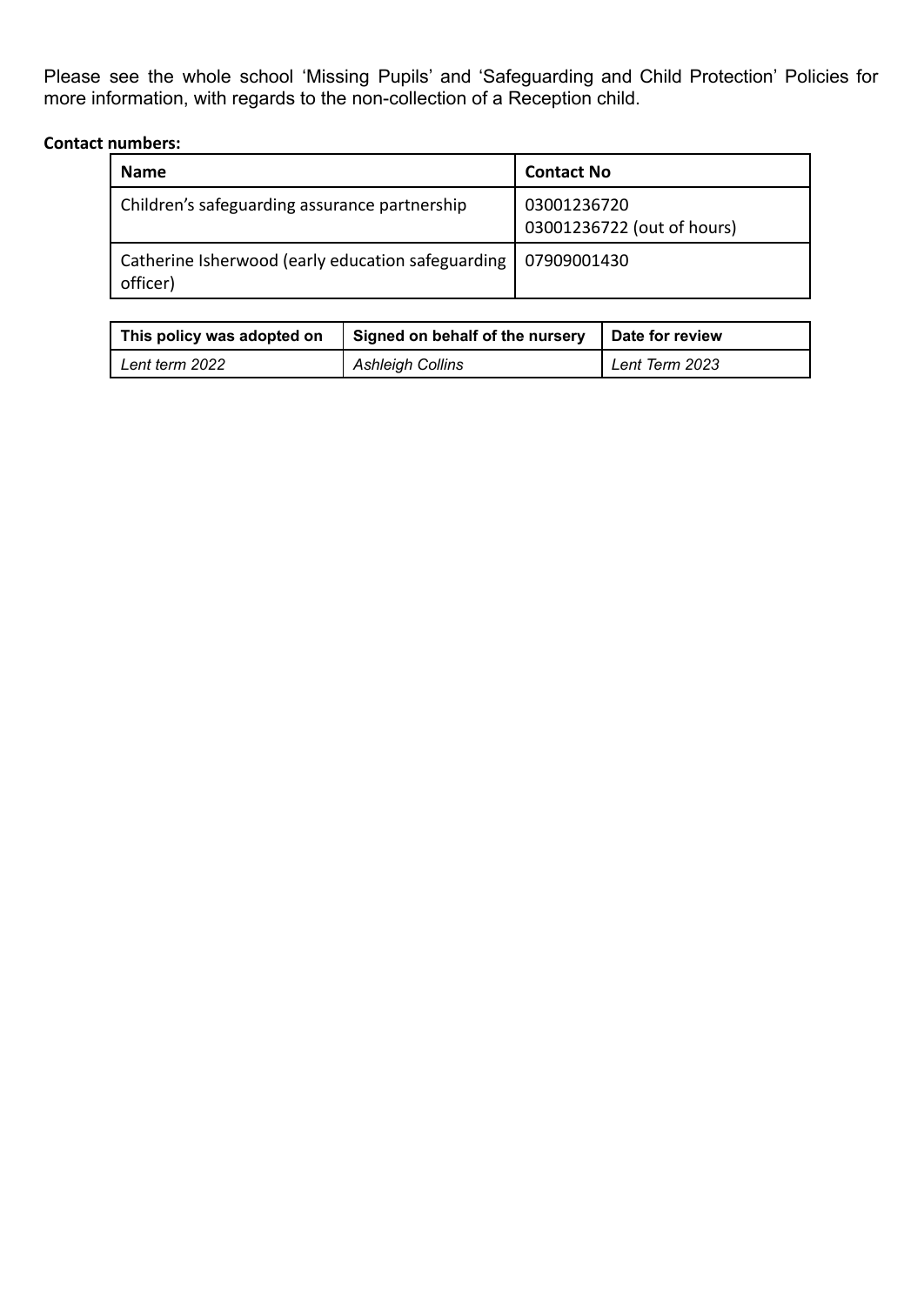Please see the whole school 'Missing Pupils' and 'Safeguarding and Child Protection' Policies for more information, with regards to the non-collection of a Reception child.

**Contact numbers:**

| Name | Contact No |
|---|---|
| Children's safeguarding assurance partnership | 03001236720<br>03001236722 (out of hours) |
| Catherine Isherwood (early education safeguarding officer) | 07909001430 |

| This policy was adopted on | Signed on behalf of the nursery | Date for review |
|---|---|---|
| *Lent term 2022* | *Ashleigh Collins* | *Lent Term 2023* |